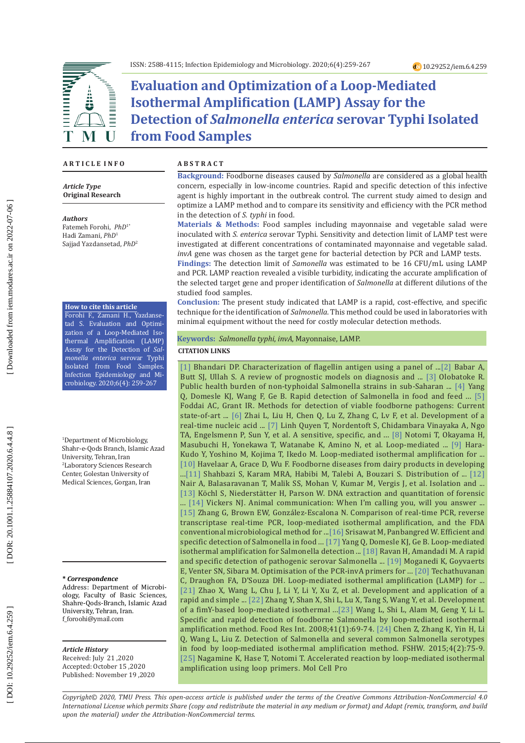# Evaluation and Optimization of a Loop-Mediated Isothermal Amplification (LAMP) Assay for the Detection of *Salmonella enterica* serovar Typhi Isolated from Food Samples

## ARTICLE INFO

***Article Type***
**Original Research**

***Authors***
Fatemeh Forohi, *PhD*[1*]
Hadi Zamani, *PhD*[1]
Sajjad Yazdansetad, *PhD*[2]

**How to cite this article**
Forohi F., Zamani H., Yazdansetad S. Evaluation and Optimization of a Loop-Mediated Isothermal Amplification (LAMP) Assay for the Detection of *Salmonella enterica* serovar Typhi Isolated from Food Samples. Infection Epidemiology and Microbiology. 2020;6(4): 259-267

[1]Department of Microbiology, Shahr-e-Qods Branch, Islamic Azad University, Tehran, Iran
[2]Laboratory Sciences Research Center, Golestan University of Medical Sciences, Gorgan, Iran

***\* Correspondence***
Address: Department of Microbiology, Faculty of Basic Sciences, Shahre-Qods-Branch, Islamic Azad University, Tehran, Iran.
f_foroohi@ymail.com

***Article History***
Received: July 21 ,2020
Accepted: October 15 ,2020
Published: November 19 ,2020

## ABSTRACT

**Background:** Foodborne diseases caused by *Salmonella* are considered as a global health concern, especially in low-income countries. Rapid and specific detection of this infective agent is highly important in the outbreak control. The current study aimed to design and optimize a LAMP method and to compare its sensitivity and efficiency with the PCR method in the detection of *S. typhi* in food.

**Materials & Methods:** Food samples including mayonnaise and vegetable salad were inoculated with *S. enterica* serovar Typhi. Sensitivity and detection limit of LAMP test were investigated at different concentrations of contaminated mayonnaise and vegetable salad. *invA* gene was chosen as the target gene for bacterial detection by PCR and LAMP tests.

**Findings:** The detection limit of *Samonella* was estimated to be 16 CFU/mL using LAMP and PCR. LAMP reaction revealed a visible turbidity, indicating the accurate amplification of the selected target gene and proper identification of *Salmonella* at different dilutions of the studied food samples.

**Conclusion:** The present study indicated that LAMP is a rapid, cost-effective, and specific technique for the identification of *Salmonella*. This method could be used in laboratories with minimal equipment without the need for costly molecular detection methods.

**Keywords:** *Salmonella typhi*, *invA*, Mayonnaise, LAMP.

**CITATION LINKS**

[1] Bhandari DP. Characterization of flagellin antigen using a panel of ...[2] Babar A, Butt SJ, Ullah S. A review of prognostic models on diagnosis and ... [3] Olobatoke R. Public health burden of non-typhoidal Salmonella strains in sub-Saharan ... [4] Yang Q, Domesle KJ, Wang F, Ge B. Rapid detection of Salmonella in food and feed ... [5] Foddai AC, Grant IR. Methods for detection of viable foodborne pathogens: Current state-of-art ... [6] Zhai L, Liu H, Chen Q, Lu Z, Zhang C, Lv F, et al. Development of a real-time nucleic acid ... [7] Linh Quyen T, Nordentoft S, Chidambara Vinayaka A, Ngo TA, Engelsmenn P, Sun Y, et al. A sensitive, specific, and ... [8] Notomi T, Okayama H, Masubuchi H, Yonekawa T, Watanabe K, Amino N, et al. Loop-mediated ... [9] Hara-Kudo Y, Yoshino M, Kojima T, Ikedo M. Loop-mediated isothermal amplification for ... [10] Havelaar A, Grace D, Wu F. Foodborne diseases from dairy products in developing ...[11] Shahbazi S, Karam MRA, Habibi M, Talebi A, Bouzari S. Distribution of ... [12] Nair A, Balasaravanan T, Malik SS, Mohan V, Kumar M, Vergis J, et al. Isolation and ... [13] Köchl S, Niederstätter H, Parson W. DNA extraction and quantitation of forensic ... [14] Vickers NJ. Animal communication: When I'm calling you, will you answer ... [15] Zhang G, Brown EW, González-Escalona N. Comparison of real-time PCR, reverse transcriptase real-time PCR, loop-mediated isothermal amplification, and the FDA conventional microbiological method for ...[16] Srisawat M, Panbangred W. Efficient and specific detection of Salmonella in food ... [17] Yang Q, Domesle KJ, Ge B. Loop-mediated isothermal amplification for Salmonella detection ... [18] Ravan H, Amandadi M. A rapid and specific detection of pathogenic serovar Salmonella ... [19] Moganedi K, Goyvaerts E, Venter SN, Sibara M. Optimisation of the PCR-invA primers for ... [20] Techathuvanan C, Draughon FA, D'Souza DH. Loop-mediated isothermal amplification (LAMP) for ... [21] Zhao X, Wang L, Chu J, Li Y, Li Y, Xu Z, et al. Development and application of a rapid and simple ... [22] Zhang Y, Shan X, Shi L, Lu X, Tang S, Wang Y, et al. Development of a fimY-based loop-mediated isothermal ...[23] Wang L, Shi L, Alam M, Geng Y, Li L. Specific and rapid detection of foodborne Salmonella by loop-mediated isothermal amplification method. Food Res Int. 2008;41(1):69-74. [24] Chen Z, Zhang K, Yin H, Li Q, Wang L, Liu Z. Detection of Salmonella and several common Salmonella serotypes in food by loop-mediated isothermal amplification method. FSHW. 2015;4(2):75-9. [25] Nagamine K, Hase T, Notomi T. Accelerated reaction by loop-mediated isothermal amplification using loop primers. Mol Cell Pro

*Copyright© 2020, TMU Press. This open-access article is published under the terms of the Creative Commons Attribution-NonCommercial 4.0 International License which permits Share (copy and redistribute the material in any medium or format) and Adapt (remix, transform, and build upon the material) under the Attribution-NonCommercial terms.*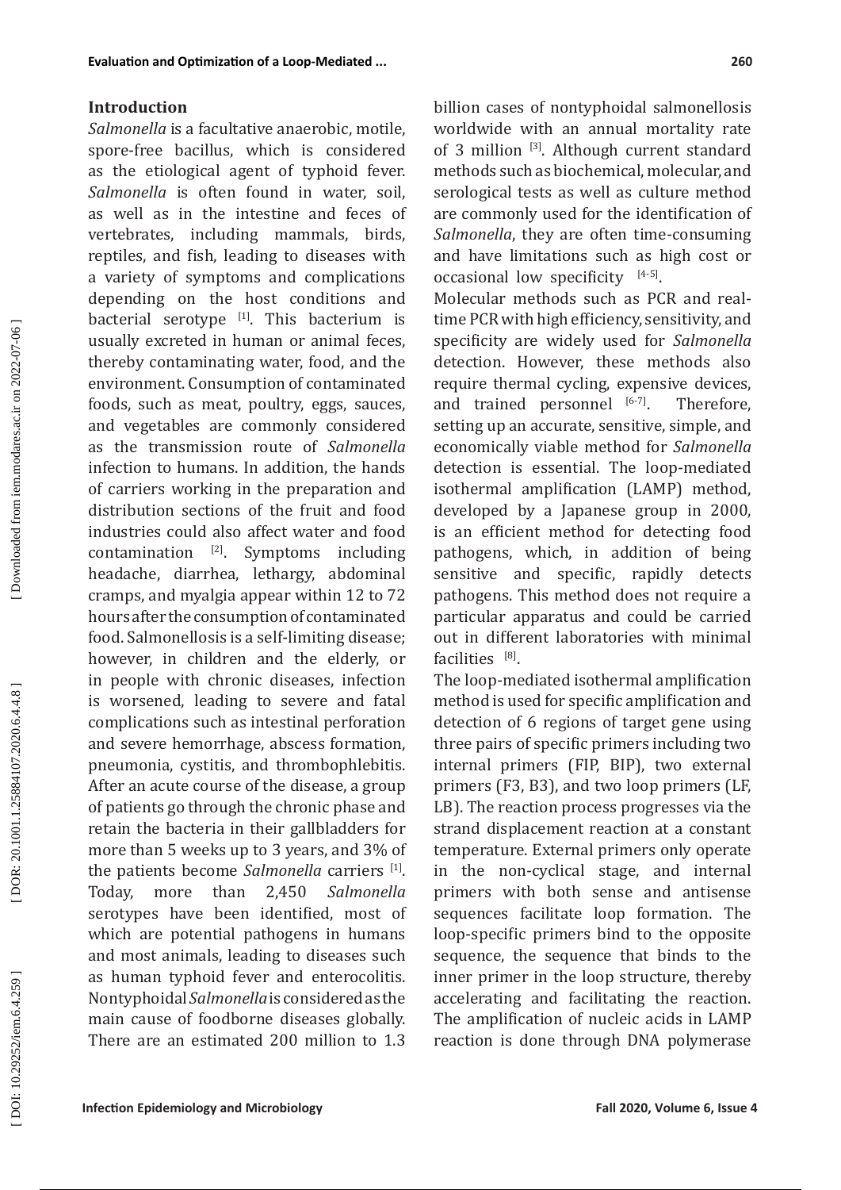## Introduction

*Salmonella* is a facultative anaerobic, motile, spore-free bacillus, which is considered as the etiological agent of typhoid fever. *Salmonella* is often found in water, soil, as well as in the intestine and feces of vertebrates, including mammals, birds, reptiles, and fish, leading to diseases with a variety of symptoms and complications depending on the host conditions and bacterial serotype [1]. This bacterium is usually excreted in human or animal feces, thereby contaminating water, food, and the environment. Consumption of contaminated foods, such as meat, poultry, eggs, sauces, and vegetables are commonly considered as the transmission route of *Salmonella* infection to humans. In addition, the hands of carriers working in the preparation and distribution sections of the fruit and food industries could also affect water and food contamination [2]. Symptoms including headache, diarrhea, lethargy, abdominal cramps, and myalgia appear within 12 to 72 hours after the consumption of contaminated food. Salmonellosis is a self-limiting disease; however, in children and the elderly, or in people with chronic diseases, infection is worsened, leading to severe and fatal complications such as intestinal perforation and severe hemorrhage, abscess formation, pneumonia, cystitis, and thrombophlebitis. After an acute course of the disease, a group of patients go through the chronic phase and retain the bacteria in their gallbladders for more than 5 weeks up to 3 years, and 3% of the patients become *Salmonella* carriers [1]. Today, more than 2,450 *Salmonella* serotypes have been identified, most of which are potential pathogens in humans and most animals, leading to diseases such as human typhoid fever and enterocolitis. Nontyphoidal *Salmonella* is considered as the main cause of foodborne diseases globally. There are an estimated 200 million to 1.3 billion cases of nontyphoidal salmonellosis worldwide with an annual mortality rate of 3 million [3]. Although current standard methods such as biochemical, molecular, and serological tests as well as culture method are commonly used for the identification of *Salmonella*, they are often time-consuming and have limitations such as high cost or occasional low specificity [4-5].

Molecular methods such as PCR and real-time PCR with high efficiency, sensitivity, and specificity are widely used for *Salmonella* detection. However, these methods also require thermal cycling, expensive devices, and trained personnel [6-7]. Therefore, setting up an accurate, sensitive, simple, and economically viable method for *Salmonella* detection is essential. The loop-mediated isothermal amplification (LAMP) method, developed by a Japanese group in 2000, is an efficient method for detecting food pathogens, which, in addition of being sensitive and specific, rapidly detects pathogens. This method does not require a particular apparatus and could be carried out in different laboratories with minimal facilities [8].

The loop-mediated isothermal amplification method is used for specific amplification and detection of 6 regions of target gene using three pairs of specific primers including two internal primers (FIP, BIP), two external primers (F3, B3), and two loop primers (LF, LB). The reaction process progresses via the strand displacement reaction at a constant temperature. External primers only operate in the non-cyclical stage, and internal primers with both sense and antisense sequences facilitate loop formation. The loop-specific primers bind to the opposite sequence, the sequence that binds to the inner primer in the loop structure, thereby accelerating and facilitating the reaction. The amplification of nucleic acids in LAMP reaction is done through DNA polymerase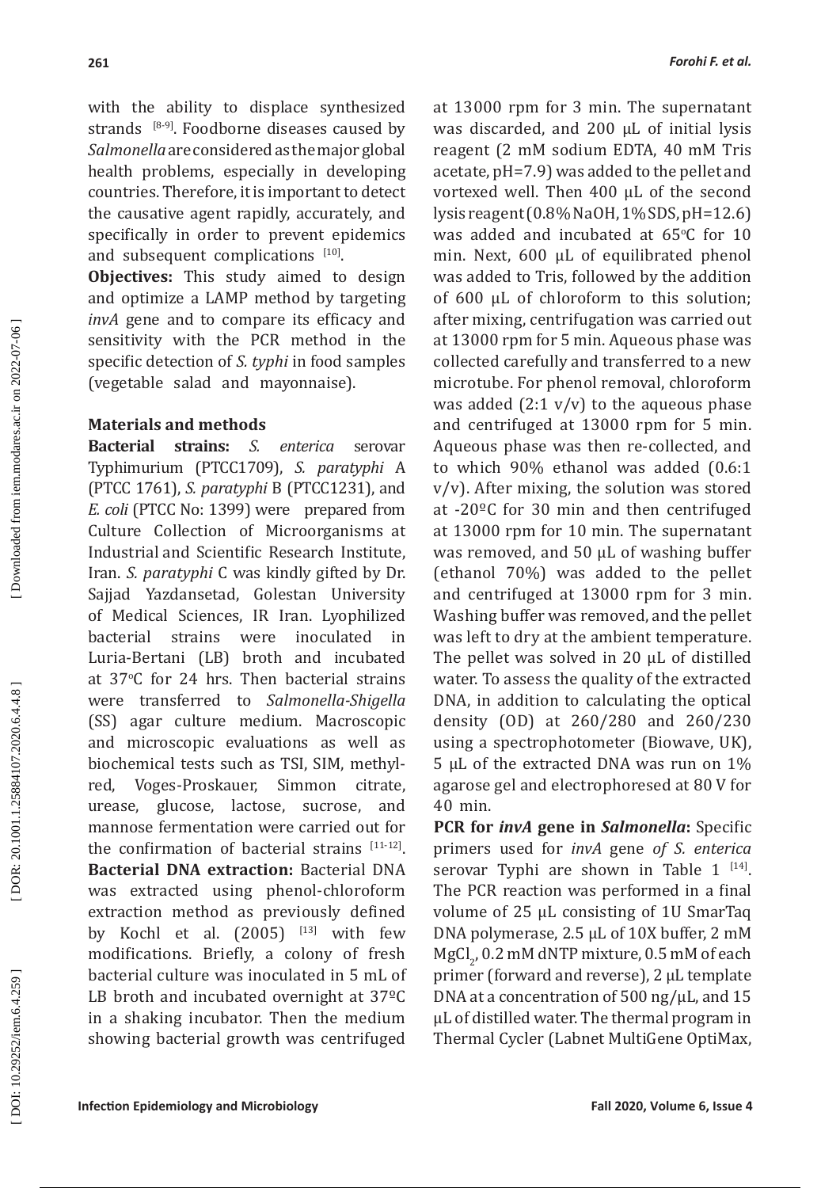with the ability to displace synthesized strands [8-9]. Foodborne diseases caused by *Salmonella* are considered as the major global health problems, especially in developing countries. Therefore, it is important to detect the causative agent rapidly, accurately, and specifically in order to prevent epidemics and subsequent complications [10].

**Objectives:** This study aimed to design and optimize a LAMP method by targeting *invA* gene and to compare its efficacy and sensitivity with the PCR method in the specific detection of *S. typhi* in food samples (vegetable salad and mayonnaise).

## Materials and methods

**Bacterial strains:** *S. enterica* serovar Typhimurium (PTCC1709), *S. paratyphi* A (PTCC 1761), *S. paratyphi* B (PTCC1231), and *E. coli* (PTCC No: 1399) were prepared from Culture Collection of Microorganisms at Industrial and Scientific Research Institute, Iran. *S. paratyphi* C was kindly gifted by Dr. Sajjad Yazdansetad, Golestan University of Medical Sciences, IR Iran. Lyophilized bacterial strains were inoculated in Luria-Bertani (LB) broth and incubated at 37°C for 24 hrs. Then bacterial strains were transferred to *Salmonella-Shigella* (SS) agar culture medium. Macroscopic and microscopic evaluations as well as biochemical tests such as TSI, SIM, methyl-red, Voges-Proskauer, Simmon citrate, urease, glucose, lactose, sucrose, and mannose fermentation were carried out for the confirmation of bacterial strains [11-12].

**Bacterial DNA extraction:** Bacterial DNA was extracted using phenol-chloroform extraction method as previously defined by Kochl et al. (2005) [13] with few modifications. Briefly, a colony of fresh bacterial culture was inoculated in 5 mL of LB broth and incubated overnight at 37ºC in a shaking incubator. Then the medium showing bacterial growth was centrifuged at 13000 rpm for 3 min. The supernatant was discarded, and 200 µL of initial lysis reagent (2 mM sodium EDTA, 40 mM Tris acetate, pH=7.9) was added to the pellet and vortexed well. Then 400 µL of the second lysis reagent (0.8% NaOH, 1% SDS, pH=12.6) was added and incubated at 65°C for 10 min. Next, 600 µL of equilibrated phenol was added to Tris, followed by the addition of 600 µL of chloroform to this solution; after mixing, centrifugation was carried out at 13000 rpm for 5 min. Aqueous phase was collected carefully and transferred to a new microtube. For phenol removal, chloroform was added (2:1 v/v) to the aqueous phase and centrifuged at 13000 rpm for 5 min. Aqueous phase was then re-collected, and to which 90% ethanol was added (0.6:1 v/v). After mixing, the solution was stored at -20ºC for 30 min and then centrifuged at 13000 rpm for 10 min. The supernatant was removed, and 50 µL of washing buffer (ethanol 70%) was added to the pellet and centrifuged at 13000 rpm for 3 min. Washing buffer was removed, and the pellet was left to dry at the ambient temperature. The pellet was solved in 20 µL of distilled water. To assess the quality of the extracted DNA, in addition to calculating the optical density (OD) at 260/280 and 260/230 using a spectrophotometer (Biowave, UK), 5 µL of the extracted DNA was run on 1% agarose gel and electrophoresed at 80 V for 40 min.

**PCR for *invA* gene in *Salmonella*:** Specific primers used for *invA* gene *of S. enterica* serovar Typhi are shown in Table 1 [14]. The PCR reaction was performed in a final volume of 25 µL consisting of 1U SmarTaq DNA polymerase, 2.5 µL of 10X buffer, 2 mM $MgCl_2$, 0.2 mM dNTP mixture, 0.5 mM of each primer (forward and reverse), 2 µL template DNA at a concentration of 500 ng/µL, and 15 µL of distilled water. The thermal program in Thermal Cycler (Labnet MultiGene OptiMax,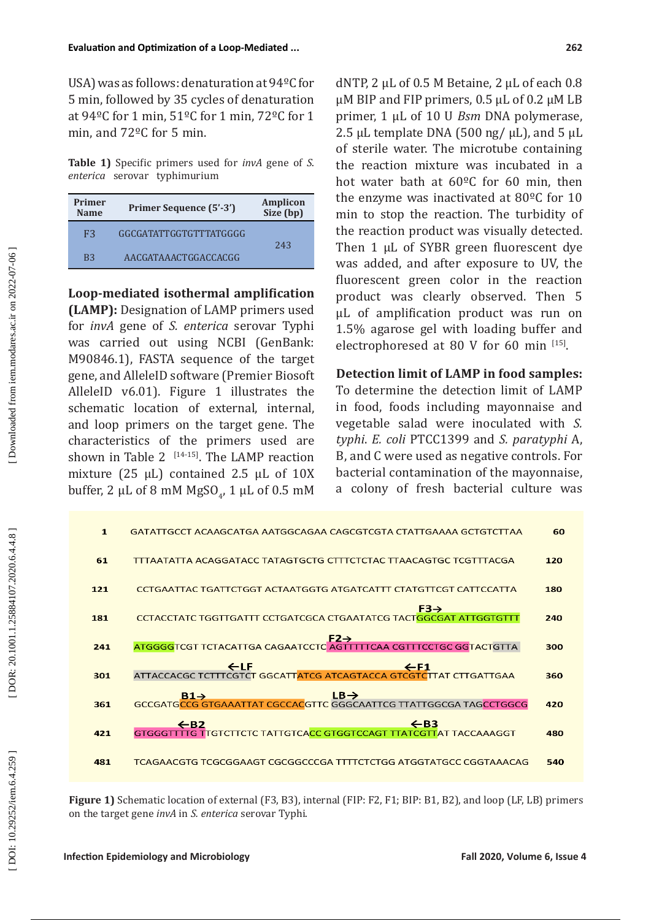USA) was as follows: denaturation at 94ºC for 5 min, followed by 35 cycles of denaturation at 94ºC for 1 min, 51ºC for 1 min, 72ºC for 1 min, and 72ºC for 5 min.

**Table 1)** Specific primers used for *invA* gene of *S. enterica* serovar typhimurium

| Primer Name | Primer Sequence (5′-3′) | Amplicon Size (bp) |
|---|---|---|
| F3 | GGCGATATTGGTGTTTATGGGG | 243 |
| B3 | AACGATAAACTGGACCACGG | |

**Loop-mediated isothermal amplification (LAMP):** Designation of LAMP primers used for *invA* gene of *S. enterica* serovar Typhi was carried out using NCBI (GenBank: M90846.1), FASTA sequence of the target gene, and AlleleID software (Premier Biosoft AlleleID v6.01). Figure 1 illustrates the schematic location of external, internal, and loop primers on the target gene. The characteristics of the primers used are shown in Table 2 [14-15]. The LAMP reaction mixture (25 µL) contained 2.5 µL of 10X buffer, 2 µL of 8 mM $MgSO_4$, 1 µL of 0.5 mM dNTP, 2 µL of 0.5 M Betaine, 2 µL of each 0.8 µM BIP and FIP primers, 0.5 µL of 0.2 µM LB primer, 1 µL of 10 U *Bsm* DNA polymerase, 2.5 µL template DNA (500 ng/ µL), and 5 µL of sterile water. The microtube containing the reaction mixture was incubated in a hot water bath at 60ºC for 60 min, then the enzyme was inactivated at 80ºC for 10 min to stop the reaction. The turbidity of the reaction product was visually detected. Then 1 µL of SYBR green fluorescent dye was added, and after exposure to UV, the fluorescent green color in the reaction product was clearly observed. Then 5 µL of amplification product was run on 1.5% agarose gel with loading buffer and electrophoresed at 80 V for 60 min [15].

**Detection limit of LAMP in food samples:** To determine the detection limit of LAMP in food, foods including mayonnaise and vegetable salad were inoculated with *S. typhi*. *E. coli* PTCC1399 and *S. paratyphi* A, B, and C were used as negative controls. For bacterial contamination of the mayonnaise, a colony of fresh bacterial culture was

```
1    GATATTGCCT ACAAGCATGA AATGGCAGAA CAGCGTCGTA CTATTGAAAA GCTGTCTTAA    60
61   TTTAATATTA ACAGGATACC TATAGTGCTG CTTTCTCTAC TTAACAGTGC TCGTTTACGA   120
121  CCTGAATTAC TGATTCTGGT ACTAATGGTG ATGATCATTT CTATGTTCGT CATTCCATTA   180
                                                  F3→
181  CCTACCTATC TGGTTGATTT CCTGATCGCA CTGAATATCG TACTGGCGAT ATTGGTGTTT   240
                                      F2→
241  ATGGGGTCGT TCTACATTGA CAGAATCCTC AGTTTTTCAA CGTTTCCTGC GGTACTGTTA   300
             ←LF                               ←F1
301  ATTACCACGC TCTTTCGTCT GGCATTATCG ATCAGTACCA GTCGTCTTAT CTTGATTGAA   360
         B1→                         LB→
361  GCCGATGCCG GTGAAATTAT CGCCACGTTC GGGCAATTCG TTATTGGCGA TAGCCTGGCG   420
        ←B2                                ←B3
421  GTGGGTTTTG TTGTCTTCTC TATTGTCACC GTGGTCCAGT TTATCGTTAT TACCAAAGGT   480
481  TCAGAACGTG TCGCGGAAGT CGCGGCCCGA TTTTCTCTGG ATGGTATGCC CGGTAAACAG   540
```

**Figure 1)** Schematic location of external (F3, B3), internal (FIP: F2, F1; BIP: B1, B2), and loop (LF, LB) primers on the target gene *invA* in *S. enterica* serovar Typhi.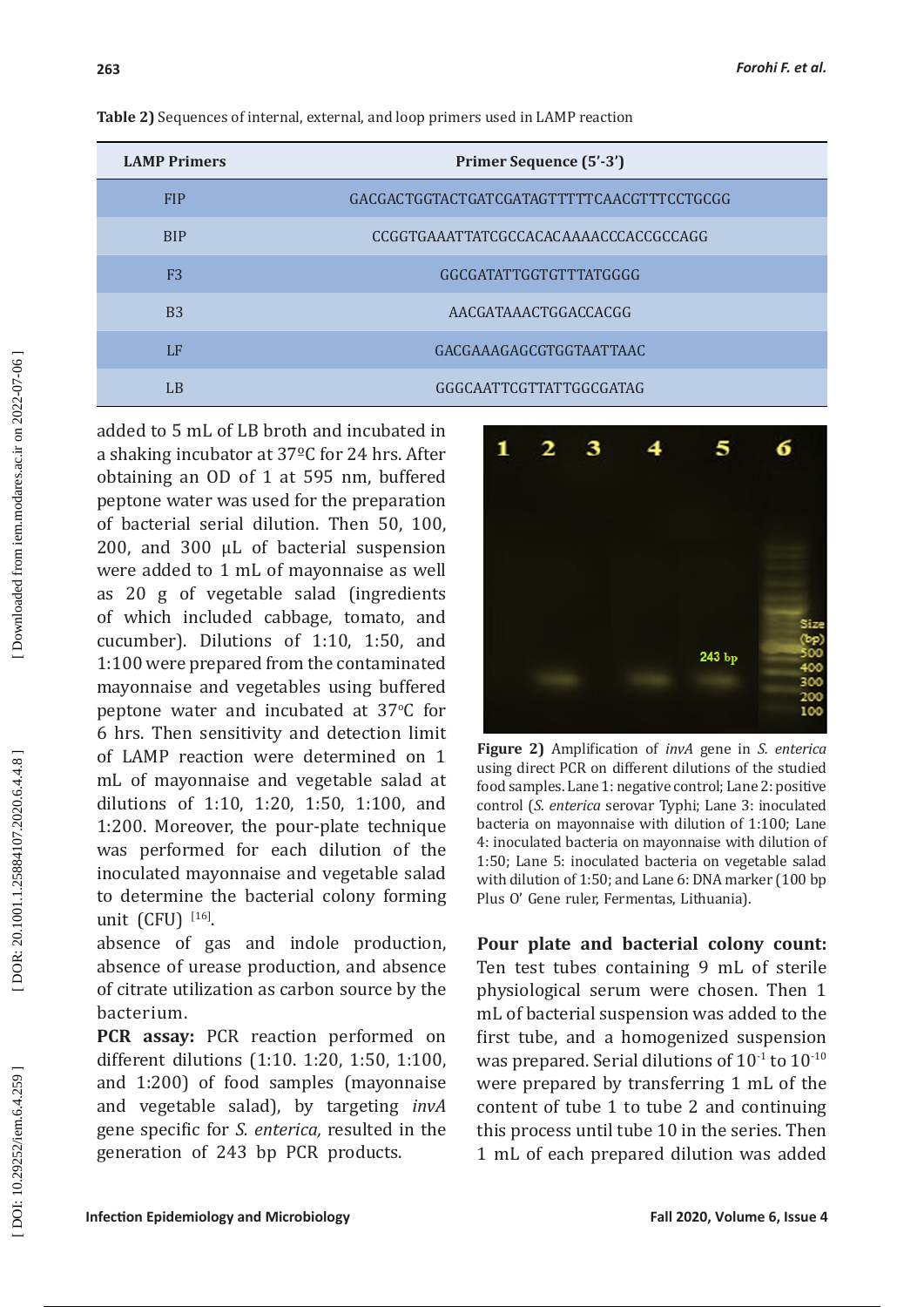**Table 2)** Sequences of internal, external, and loop primers used in LAMP reaction

| LAMP Primers | Primer Sequence (5'-3') |
|---|---|
| FIP | GACGACTGGTACTGATCGATAGTTTTTCAACGTTTCCTGCGG |
| BIP | CCGGTGAAATTATCGCCACACAAAACCCACCGCCAGG |
| F3 | GGCGATATTGGTGTTTATGGGG |
| B3 | AACGATAAACTGGACCACGG |
| LF | GACGAAAGAGCGTGGTAATTAAC |
| LB | GGGCAATTCGTTATTGGCGATAG |

added to 5 mL of LB broth and incubated in a shaking incubator at 37ºC for 24 hrs. After obtaining an OD of 1 at 595 nm, buffered peptone water was used for the preparation of bacterial serial dilution. Then 50, 100, 200, and 300 μL of bacterial suspension were added to 1 mL of mayonnaise as well as 20 g of vegetable salad (ingredients of which included cabbage, tomato, and cucumber). Dilutions of 1:10, 1:50, and 1:100 were prepared from the contaminated mayonnaise and vegetables using buffered peptone water and incubated at 37°C for 6 hrs. Then sensitivity and detection limit of LAMP reaction were determined on 1 mL of mayonnaise and vegetable salad at dilutions of 1:10, 1:20, 1:50, 1:100, and 1:200. Moreover, the pour-plate technique was performed for each dilution of the inoculated mayonnaise and vegetable salad to determine the bacterial colony forming unit (CFU) [16].

absence of gas and indole production, absence of urease production, and absence of citrate utilization as carbon source by the bacterium.

**PCR assay:** PCR reaction performed on different dilutions (1:10. 1:20, 1:50, 1:100, and 1:200) of food samples (mayonnaise and vegetable salad), by targeting *invA* gene specific for *S. enterica,* resulted in the generation of 243 bp PCR products.

**Figure 2)** Amplification of *invA* gene in *S. enterica* using direct PCR on different dilutions of the studied food samples. Lane 1: negative control; Lane 2: positive control (*S. enterica* serovar Typhi; Lane 3: inoculated bacteria on mayonnaise with dilution of 1:100; Lane 4: inoculated bacteria on mayonnaise with dilution of 1:50; Lane 5: inoculated bacteria on vegetable salad with dilution of 1:50; and Lane 6: DNA marker (100 bp Plus O' Gene ruler, Fermentas, Lithuania).

**Pour plate and bacterial colony count:** Ten test tubes containing 9 mL of sterile physiological serum were chosen. Then 1 mL of bacterial suspension was added to the first tube, and a homogenized suspension was prepared. Serial dilutions of $10^{-1}$ to $10^{-10}$ were prepared by transferring 1 mL of the content of tube 1 to tube 2 and continuing this process until tube 10 in the series. Then 1 mL of each prepared dilution was added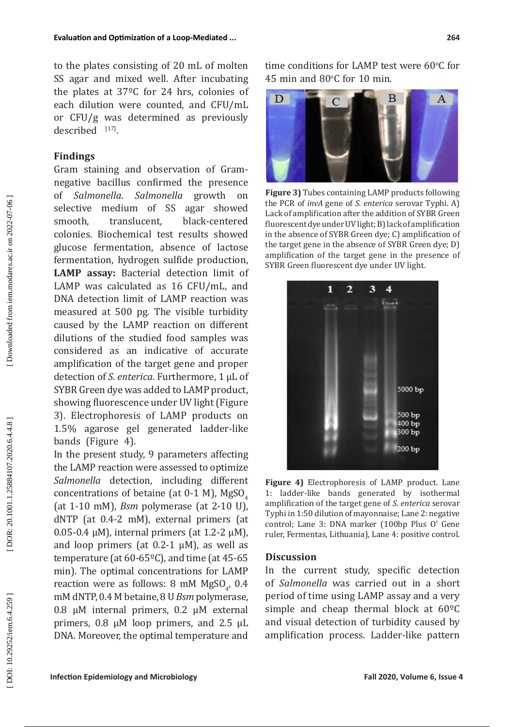to the plates consisting of 20 mL of molten SS agar and mixed well. After incubating the plates at 37ºC for 24 hrs, colonies of each dilution were counted, and CFU/mL or CFU/g was determined as previously described [17].

## Findings

Gram staining and observation of Gram-negative bacillus confirmed the presence of *Salmonella*. *Salmonella* growth on selective medium of SS agar showed smooth, translucent, black-centered colonies. Biochemical test results showed glucose fermentation, absence of lactose fermentation, hydrogen sulfide production,

**LAMP assay:** Bacterial detection limit of LAMP was calculated as 16 CFU/mL, and DNA detection limit of LAMP reaction was measured at 500 pg. The visible turbidity caused by the LAMP reaction on different dilutions of the studied food samples was considered as an indicative of accurate amplification of the target gene and proper detection of *S. enterica*. Furthermore, 1 µL of SYBR Green dye was added to LAMP product, showing fluorescence under UV light (Figure 3). Electrophoresis of LAMP products on 1.5% agarose gel generated ladder-like bands (Figure 4).

In the present study, 9 parameters affecting the LAMP reaction were assessed to optimize *Salmonella* detection, including different concentrations of betaine (at 0-1 M), $MgSO_4$ (at 1-10 mM), *Bsm* polymerase (at 2-10 U), dNTP (at 0.4-2 mM), external primers (at 0.05-0.4 µM), internal primers (at 1.2-2 µM), and loop primers (at 0.2-1 µM), as well as temperature (at 60-65ºC), and time (at 45-65 min). The optimal concentrations for LAMP reaction were as follows: 8 mM $MgSO_4$, 0.4 mM dNTP, 0.4 M betaine, 8 U *Bsm* polymerase, 0.8 µM internal primers, 0.2 µM external primers, 0.8 µM loop primers, and 2.5 µL DNA. Moreover, the optimal temperature and time conditions for LAMP test were 60ºC for 45 min and 80ºC for 10 min.

**Figure 3)** Tubes containing LAMP products following the PCR of *invA* gene of *S. enterica* serovar Typhi. A) Lack of amplification after the addition of SYBR Green fluorescent dye under UV light; B) lack of amplification in the absence of SYBR Green dye; C) amplification of the target gene in the absence of SYBR Green dye; D) amplification of the target gene in the presence of SYBR Green fluorescent dye under UV light.

**Figure 4)** Electrophoresis of LAMP product. Lane 1: ladder-like bands generated by isothermal amplification of the target gene of *S. enterica* serovar Typhi in 1:50 dilution of mayonnaise; Lane 2: negative control; Lane 3: DNA marker (100bp Plus O' Gene ruler, Fermentas, Lithuania), Lane 4: positive control.

## Discussion

In the current study, specific detection of *Salmonella* was carried out in a short period of time using LAMP assay and a very simple and cheap thermal block at 60ºC and visual detection of turbidity caused by amplification process. Ladder-like pattern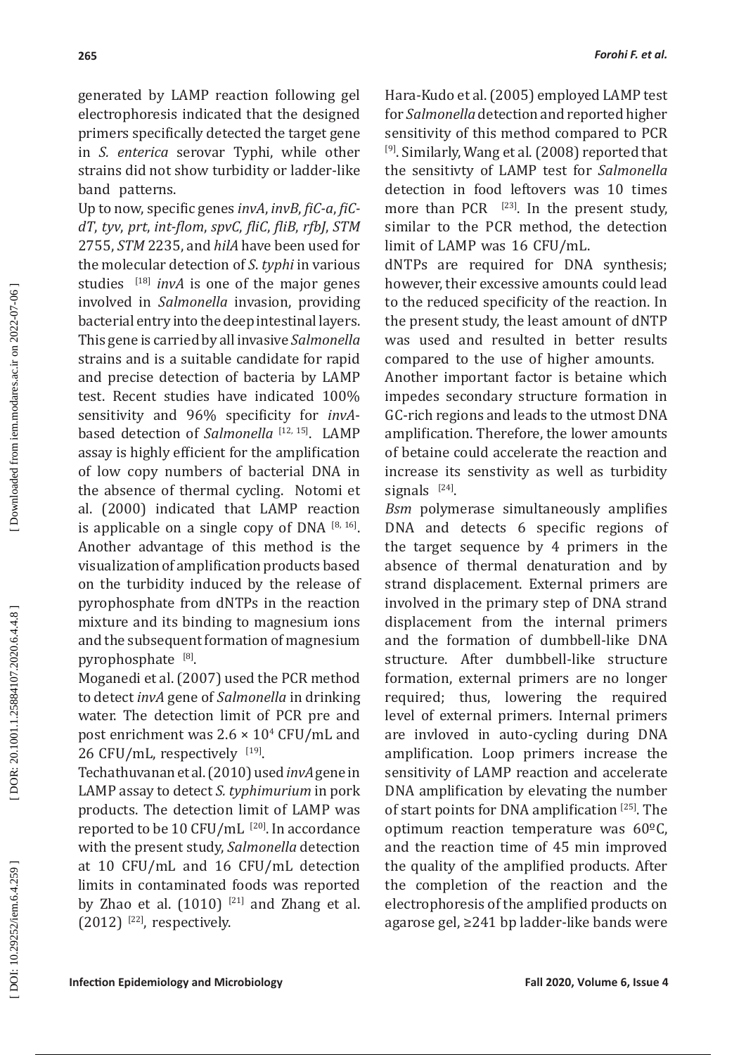generated by LAMP reaction following gel electrophoresis indicated that the designed primers specifically detected the target gene in *S. enterica* serovar Typhi, while other strains did not show turbidity or ladder-like band patterns.

Up to now, specific genes *invA*, *invB*, *fiC-a*, *fiC-dT*, *tyv*, *prt*, *int-flom*, *spvC*, *fliC*, *fliB*, *rfbJ*, *STM* 2755, *STM* 2235, and *hilA* have been used for the molecular detection of *S. typhi* in various studies [18] *invA* is one of the major genes involved in *Salmonella* invasion, providing bacterial entry into the deep intestinal layers. This gene is carried by all invasive *Salmonella* strains and is a suitable candidate for rapid and precise detection of bacteria by LAMP test. Recent studies have indicated 100% sensitivity and 96% specificity for *invA*-based detection of *Salmonella* [12, 15]. LAMP assay is highly efficient for the amplification of low copy numbers of bacterial DNA in the absence of thermal cycling. Notomi et al. (2000) indicated that LAMP reaction is applicable on a single copy of DNA [8, 16]. Another advantage of this method is the visualization of amplification products based on the turbidity induced by the release of pyrophosphate from dNTPs in the reaction mixture and its binding to magnesium ions and the subsequent formation of magnesium pyrophosphate [8].

Moganedi et al. (2007) used the PCR method to detect *invA* gene of *Salmonella* in drinking water. The detection limit of PCR pre and post enrichment was $2.6 \times 10^4$ CFU/mL and 26 CFU/mL, respectively [19].

Techathuvanan et al. (2010) used *invA* gene in LAMP assay to detect *S. typhimurium* in pork products. The detection limit of LAMP was reported to be 10 CFU/mL [20]. In accordance with the present study, *Salmonella* detection at 10 CFU/mL and 16 CFU/mL detection limits in contaminated foods was reported by Zhao et al. (1010) [21] and Zhang et al. (2012) [22], respectively.

Hara-Kudo et al. (2005) employed LAMP test for *Salmonella* detection and reported higher sensitivity of this method compared to PCR [9]. Similarly, Wang et al. (2008) reported that the sensitivty of LAMP test for *Salmonella* detection in food leftovers was 10 times more than PCR [23]. In the present study, similar to the PCR method, the detection limit of LAMP was 16 CFU/mL.

dNTPs are required for DNA synthesis; however, their excessive amounts could lead to the reduced specificity of the reaction. In the present study, the least amount of dNTP was used and resulted in better results compared to the use of higher amounts.

Another important factor is betaine which impedes secondary structure formation in GC-rich regions and leads to the utmost DNA amplification. Therefore, the lower amounts of betaine could accelerate the reaction and increase its senstivity as well as turbidity signals [24].

*Bsm* polymerase simultaneously amplifies DNA and detects 6 specific regions of the target sequence by 4 primers in the absence of thermal denaturation and by strand displacement. External primers are involved in the primary step of DNA strand displacement from the internal primers and the formation of dumbbell-like DNA structure. After dumbbell-like structure formation, external primers are no longer required; thus, lowering the required level of external primers. Internal primers are invloved in auto-cycling during DNA amplification. Loop primers increase the sensitivity of LAMP reaction and accelerate DNA amplification by elevating the number of start points for DNA amplification [25]. The optimum reaction temperature was 60ºC, and the reaction time of 45 min improved the quality of the amplified products. After the completion of the reaction and the electrophoresis of the amplified products on agarose gel, ≥241 bp ladder-like bands were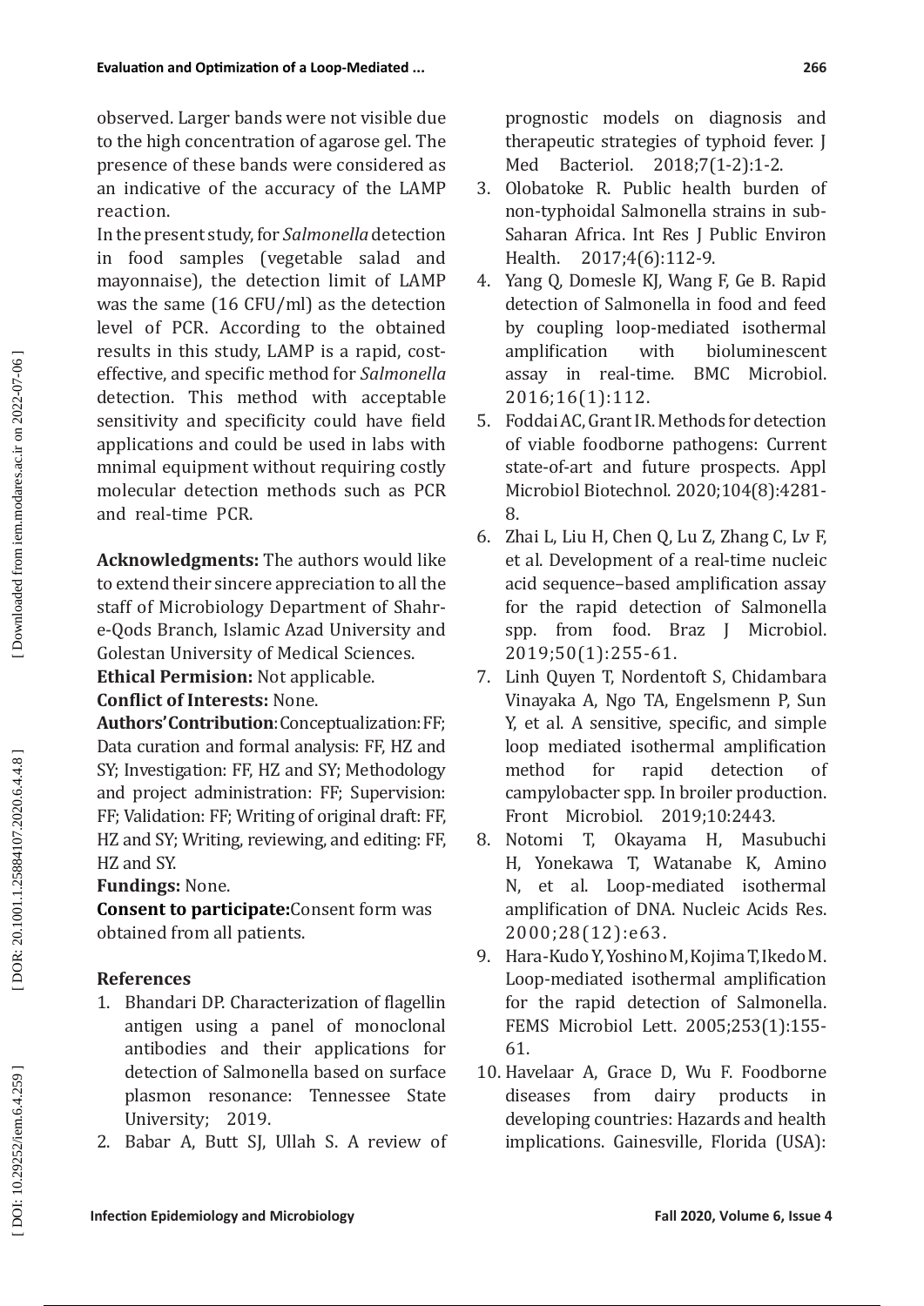observed. Larger bands were not visible due to the high concentration of agarose gel. The presence of these bands were considered as an indicative of the accuracy of the LAMP reaction.

In the present study, for *Salmonella* detection in food samples (vegetable salad and mayonnaise), the detection limit of LAMP was the same (16 CFU/ml) as the detection level of PCR. According to the obtained results in this study, LAMP is a rapid, cost-effective, and specific method for *Salmonella* detection. This method with acceptable sensitivity and specificity could have field applications and could be used in labs with mnimal equipment without requiring costly molecular detection methods such as PCR and real-time PCR.

**Acknowledgments:** The authors would like to extend their sincere appreciation to all the staff of Microbiology Department of Shahr-e-Qods Branch, Islamic Azad University and Golestan University of Medical Sciences.

**Ethical Permision:** Not applicable.

**Conflict of Interests:** None.

**Authors' Contribution**: Conceptualization: FF; Data curation and formal analysis: FF, HZ and SY; Investigation: FF, HZ and SY; Methodology and project administration: FF; Supervision: FF; Validation: FF; Writing of original draft: FF, HZ and SY; Writing, reviewing, and editing: FF, HZ and SY.

**Fundings:** None.

**Consent to participate:** Consent form was obtained from all patients.

## References

1. Bhandari DP. Characterization of flagellin antigen using a panel of monoclonal antibodies and their applications for detection of Salmonella based on surface plasmon resonance: Tennessee State University; 2019.
2. Babar A, Butt SJ, Ullah S. A review of prognostic models on diagnosis and therapeutic strategies of typhoid fever. J Med Bacteriol. 2018;7(1-2):1-2.
3. Olobatoke R. Public health burden of non-typhoidal Salmonella strains in sub-Saharan Africa. Int Res J Public Environ Health. 2017;4(6):112-9.
4. Yang Q, Domesle KJ, Wang F, Ge B. Rapid detection of Salmonella in food and feed by coupling loop-mediated isothermal amplification with bioluminescent assay in real-time. BMC Microbiol. 2016;16(1):112.
5. Foddai AC, Grant IR. Methods for detection of viable foodborne pathogens: Current state-of-art and future prospects. Appl Microbiol Biotechnol. 2020;104(8):4281-8.
6. Zhai L, Liu H, Chen Q, Lu Z, Zhang C, Lv F, et al. Development of a real-time nucleic acid sequence–based amplification assay for the rapid detection of Salmonella spp. from food. Braz J Microbiol. 2019;50(1):255-61.
7. Linh Quyen T, Nordentoft S, Chidambara Vinayaka A, Ngo TA, Engelsmenn P, Sun Y, et al. A sensitive, specific, and simple loop mediated isothermal amplification method for rapid detection of campylobacter spp. In broiler production. Front Microbiol. 2019;10:2443.
8. Notomi T, Okayama H, Masubuchi H, Yonekawa T, Watanabe K, Amino N, et al. Loop-mediated isothermal amplification of DNA. Nucleic Acids Res. 2000;28(12):e63.
9. Hara-Kudo Y, Yoshino M, Kojima T, Ikedo M. Loop-mediated isothermal amplification for the rapid detection of Salmonella. FEMS Microbiol Lett. 2005;253(1):155-61.
10. Havelaar A, Grace D, Wu F. Foodborne diseases from dairy products in developing countries: Hazards and health implications. Gainesville, Florida (USA):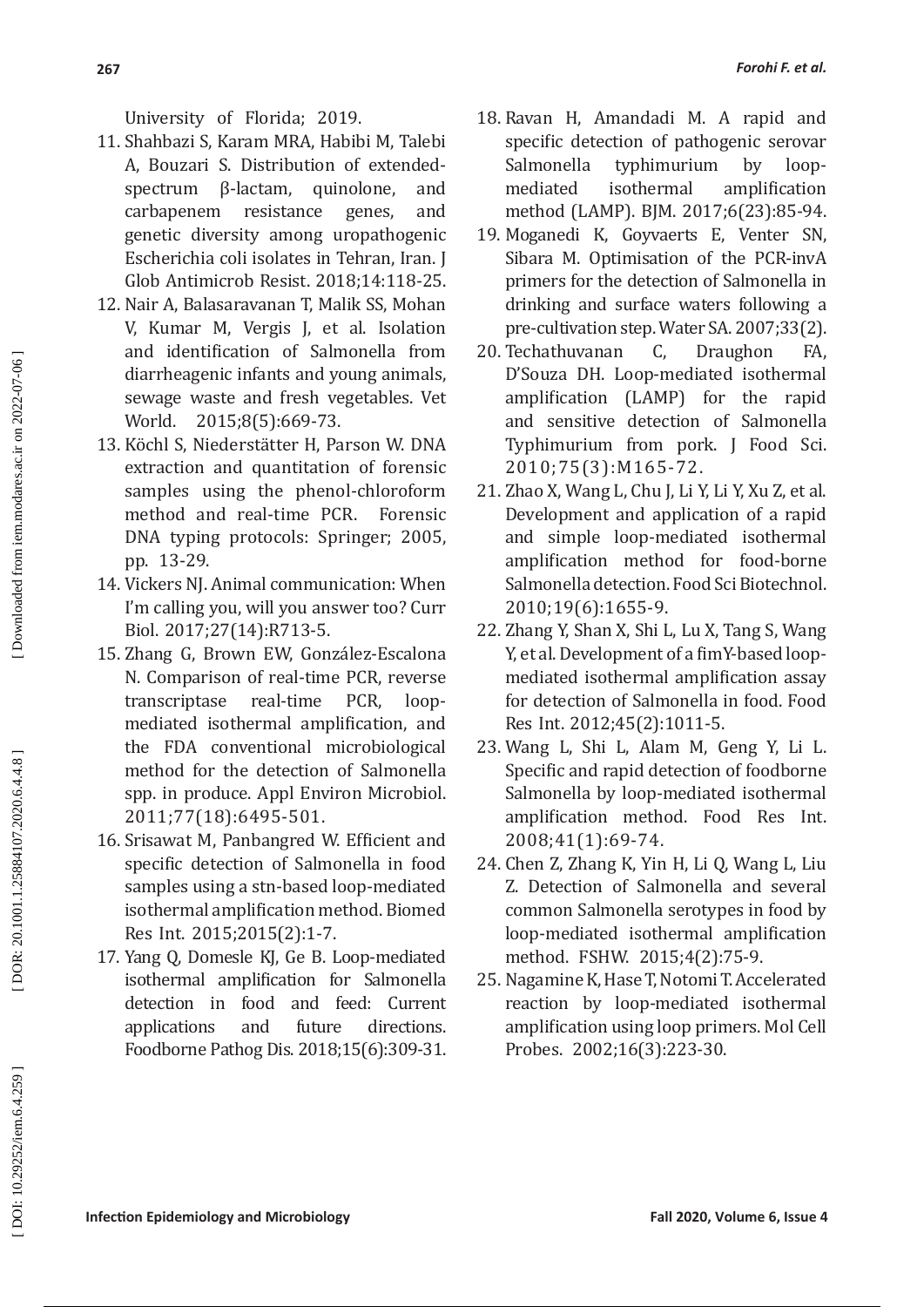University of Florida; 2019.

11. Shahbazi S, Karam MRA, Habibi M, Talebi A, Bouzari S. Distribution of extended-spectrum β-lactam, quinolone, and carbapenem resistance genes, and genetic diversity among uropathogenic Escherichia coli isolates in Tehran, Iran. J Glob Antimicrob Resist. 2018;14:118-25.
12. Nair A, Balasaravanan T, Malik SS, Mohan V, Kumar M, Vergis J, et al. Isolation and identification of Salmonella from diarrheagenic infants and young animals, sewage waste and fresh vegetables. Vet World. 2015;8(5):669-73.
13. Köchl S, Niederstätter H, Parson W. DNA extraction and quantitation of forensic samples using the phenol-chloroform method and real-time PCR. Forensic DNA typing protocols: Springer; 2005, pp. 13-29.
14. Vickers NJ. Animal communication: When I'm calling you, will you answer too? Curr Biol. 2017;27(14):R713-5.
15. Zhang G, Brown EW, González-Escalona N. Comparison of real-time PCR, reverse transcriptase real-time PCR, loop-mediated isothermal amplification, and the FDA conventional microbiological method for the detection of Salmonella spp. in produce. Appl Environ Microbiol. 2011;77(18):6495-501.
16. Srisawat M, Panbangred W. Efficient and specific detection of Salmonella in food samples using a stn-based loop-mediated isothermal amplification method. Biomed Res Int. 2015;2015(2):1-7.
17. Yang Q, Domesle KJ, Ge B. Loop-mediated isothermal amplification for Salmonella detection in food and feed: Current applications and future directions. Foodborne Pathog Dis. 2018;15(6):309-31.
18. Ravan H, Amandadi M. A rapid and specific detection of pathogenic serovar Salmonella typhimurium by loop-mediated isothermal amplification method (LAMP). BJM. 2017;6(23):85-94.
19. Moganedi K, Goyvaerts E, Venter SN, Sibara M. Optimisation of the PCR-invA primers for the detection of Salmonella in drinking and surface waters following a pre-cultivation step. Water SA. 2007;33(2).
20. Techathuvanan C, Draughon FA, D'Souza DH. Loop-mediated isothermal amplification (LAMP) for the rapid and sensitive detection of Salmonella Typhimurium from pork. J Food Sci. 2010;75(3):M165-72.
21. Zhao X, Wang L, Chu J, Li Y, Li Y, Xu Z, et al. Development and application of a rapid and simple loop-mediated isothermal amplification method for food-borne Salmonella detection. Food Sci Biotechnol. 2010;19(6):1655-9.
22. Zhang Y, Shan X, Shi L, Lu X, Tang S, Wang Y, et al. Development of a fimY-based loop-mediated isothermal amplification assay for detection of Salmonella in food. Food Res Int. 2012;45(2):1011-5.
23. Wang L, Shi L, Alam M, Geng Y, Li L. Specific and rapid detection of foodborne Salmonella by loop-mediated isothermal amplification method. Food Res Int. 2008;41(1):69-74.
24. Chen Z, Zhang K, Yin H, Li Q, Wang L, Liu Z. Detection of Salmonella and several common Salmonella serotypes in food by loop-mediated isothermal amplification method. FSHW. 2015;4(2):75-9.
25. Nagamine K, Hase T, Notomi T. Accelerated reaction by loop-mediated isothermal amplification using loop primers. Mol Cell Probes. 2002;16(3):223-30.